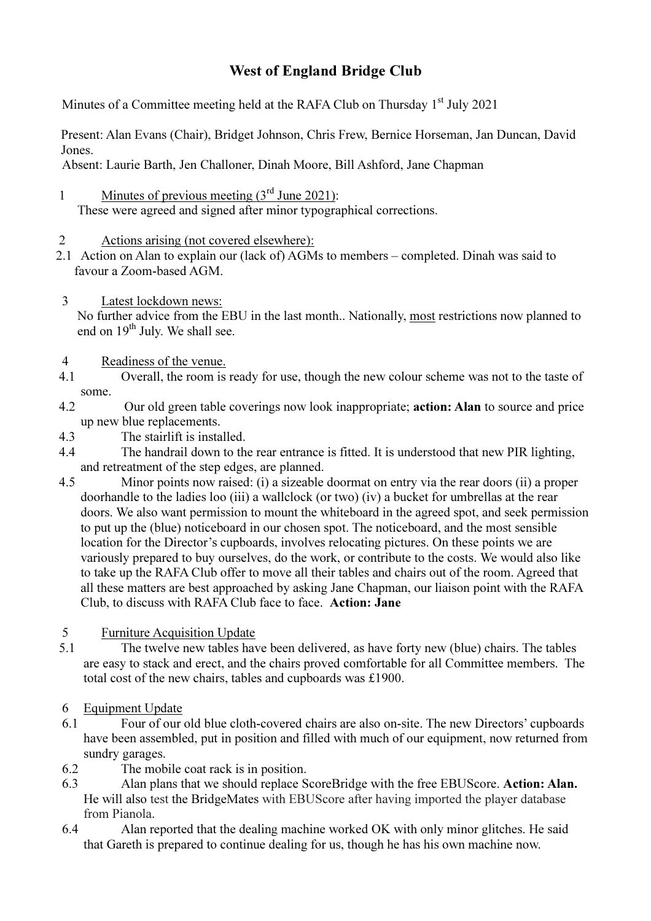# West of England Bridge Club

Minutes of a Committee meeting held at the RAFA Club on Thursday 1st July 2021

Present: Alan Evans (Chair), Bridget Johnson, Chris Frew, Bernice Horseman, Jan Duncan, David Jones.

Absent: Laurie Barth, Jen Challoner, Dinah Moore, Bill Ashford, Jane Chapman

1 Minutes of previous meeting (3rd June 2021):

These were agreed and signed after minor typographical corrections.

2 Actions arising (not covered elsewhere):

2.1 Action on Alan to explain our (lack of) AGMs to members – completed. Dinah was said to favour a Zoom-based AGM.

3 Latest lockdown news:

No further advice from the EBU in the last month.. Nationally, most restrictions now planned to end on 19th July. We shall see.

4 Readiness of the venue.

4.1 Overall, the room is ready for use, though the new colour scheme was not to the taste of some.

4.2 Our old green table coverings now look inappropriate; **action: Alan** to source and price up new blue replacements.

4.3 The stairlift is installed.

4.4 The handrail down to the rear entrance is fitted. It is understood that new PIR lighting, and retreatment of the step edges, are planned.

4.5 Minor points now raised: (i) a sizeable doormat on entry via the rear doors (ii) a proper doorhandle to the ladies loo (iii) a wallclock (or two) (iv) a bucket for umbrellas at the rear doors. We also want permission to mount the whiteboard in the agreed spot, and seek permission to put up the (blue) noticeboard in our chosen spot. The noticeboard, and the most sensible location for the Director's cupboards, involves relocating pictures. On these points we are variously prepared to buy ourselves, do the work, or contribute to the costs. We would also like to take up the RAFA Club offer to move all their tables and chairs out of the room. Agreed that all these matters are best approached by asking Jane Chapman, our liaison point with the RAFA Club, to discuss with RAFA Club face to face. **Action: Jane**

5 Furniture Acquisition Update

5.1 The twelve new tables have been delivered, as have forty new (blue) chairs. The tables are easy to stack and erect, and the chairs proved comfortable for all Committee members. The total cost of the new chairs, tables and cupboards was £1900.

6 Equipment Update

6.1 Four of our old blue cloth-covered chairs are also on-site. The new Directors' cupboards have been assembled, put in position and filled with much of our equipment, now returned from sundry garages.

6.2 The mobile coat rack is in position.

6.3 Alan plans that we should replace ScoreBridge with the free EBUScore. **Action: Alan.** He will also test the BridgeMates with EBUScore after having imported the player database from Pianola.

6.4 Alan reported that the dealing machine worked OK with only minor glitches. He said that Gareth is prepared to continue dealing for us, though he has his own machine now.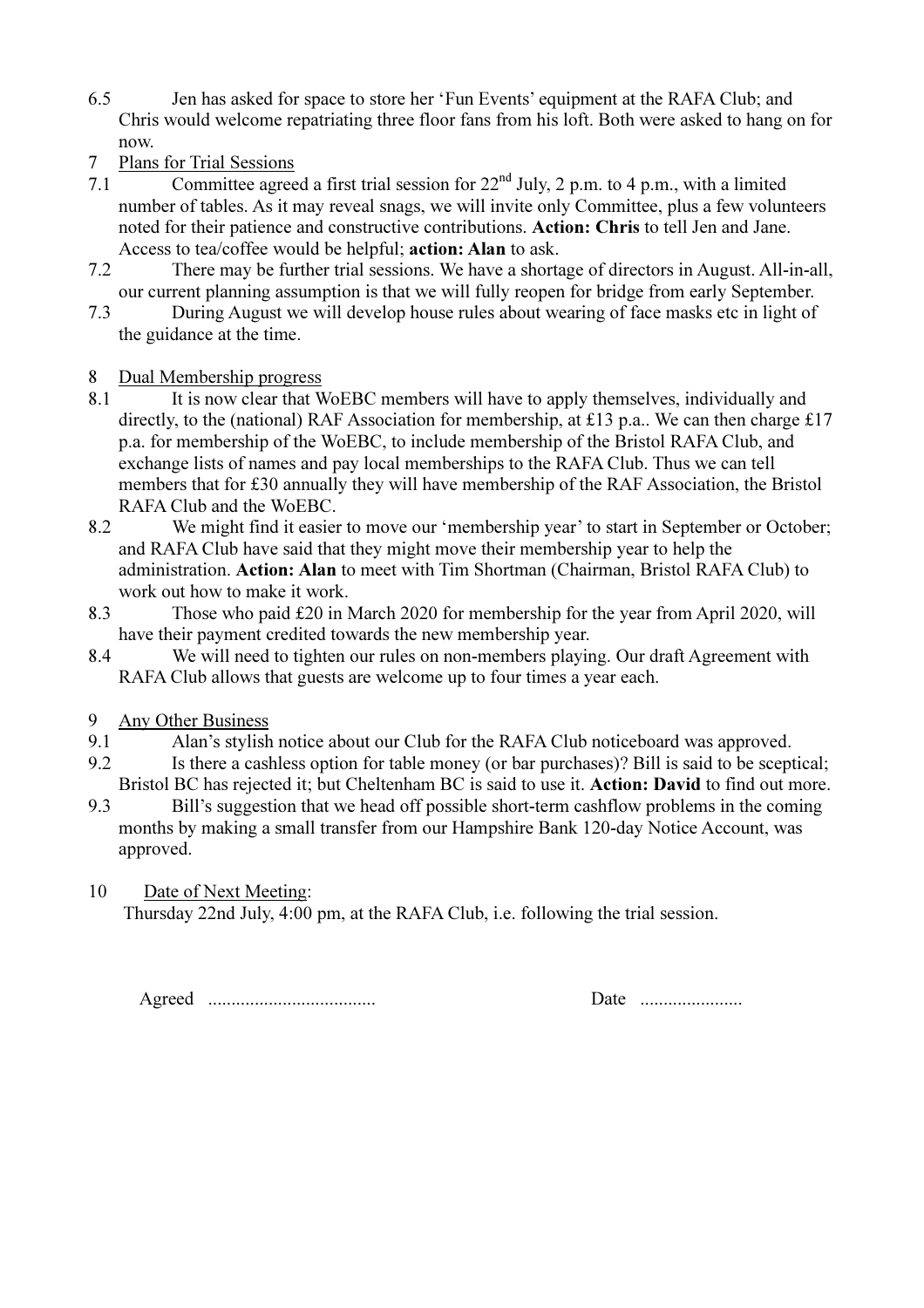6.5 Jen has asked for space to store her 'Fun Events' equipment at the RAFA Club; and Chris would welcome repatriating three floor fans from his loft. Both were asked to hang on for now.

7 Plans for Trial Sessions

7.1 Committee agreed a first trial session for 22nd July, 2 p.m. to 4 p.m., with a limited number of tables. As it may reveal snags, we will invite only Committee, plus a few volunteers noted for their patience and constructive contributions. **Action: Chris** to tell Jen and Jane. Access to tea/coffee would be helpful; **action: Alan** to ask.

7.2 There may be further trial sessions. We have a shortage of directors in August. All-in-all, our current planning assumption is that we will fully reopen for bridge from early September.

7.3 During August we will develop house rules about wearing of face masks etc in light of the guidance at the time.

8 Dual Membership progress

8.1 It is now clear that WoEBC members will have to apply themselves, individually and directly, to the (national) RAF Association for membership, at £13 p.a.. We can then charge £17 p.a. for membership of the WoEBC, to include membership of the Bristol RAFA Club, and exchange lists of names and pay local memberships to the RAFA Club. Thus we can tell members that for £30 annually they will have membership of the RAF Association, the Bristol RAFA Club and the WoEBC.

8.2 We might find it easier to move our 'membership year' to start in September or October; and RAFA Club have said that they might move their membership year to help the administration. **Action: Alan** to meet with Tim Shortman (Chairman, Bristol RAFA Club) to work out how to make it work.

8.3 Those who paid £20 in March 2020 for membership for the year from April 2020, will have their payment credited towards the new membership year.

8.4 We will need to tighten our rules on non-members playing. Our draft Agreement with RAFA Club allows that guests are welcome up to four times a year each.

9 Any Other Business

9.1 Alan's stylish notice about our Club for the RAFA Club noticeboard was approved.

9.2 Is there a cashless option for table money (or bar purchases)? Bill is said to be sceptical; Bristol BC has rejected it; but Cheltenham BC is said to use it. **Action: David** to find out more.

9.3 Bill's suggestion that we head off possible short-term cashflow problems in the coming months by making a small transfer from our Hampshire Bank 120-day Notice Account, was approved.

10 Date of Next Meeting:

Thursday 22nd July, 4:00 pm, at the RAFA Club, i.e. following the trial session.

Agreed ................................... Date ......................